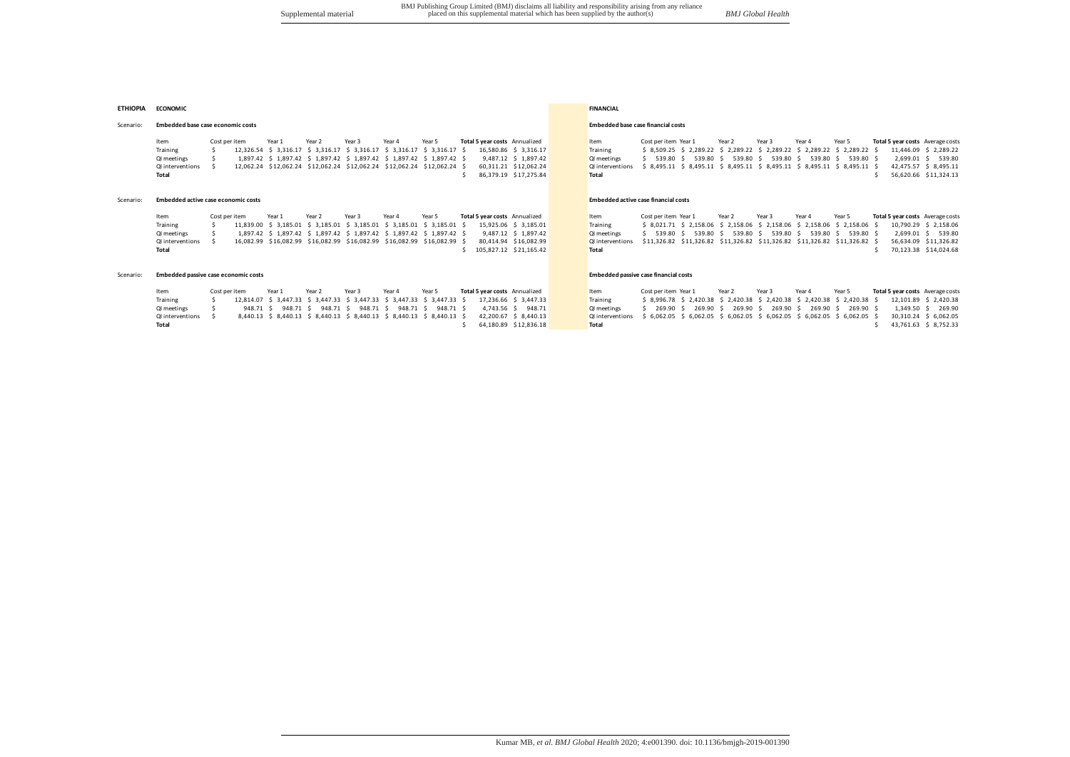**ETHIOPIA**

## ECONOMIC

Scenario: **Embedded base case economic costs**

| Item | Cost per item | Year 1 | Year 2 | Year 3 | Year 4 | Year 5 | Total 5 year costs | Annualized |
|---|---|---|---|---|---|---|---|---|
| Training | $ 12,326.54 | $ 3,316.17 | $ 3,316.17 | $ 3,316.17 | $ 3,316.17 | $ 3,316.17 | $ 16,580.86 | $ 3,316.17 |
| QI meetings | $ 1,897.42 | $ 1,897.42 | $ 1,897.42 | $ 1,897.42 | $ 1,897.42 | $ 1,897.42 | $ 9,487.12 | $ 1,897.42 |
| QI interventions | $ 12,062.24 | $12,062.24 | $12,062.24 | $12,062.24 | $12,062.24 | $12,062.24 | $ 60,311.21 | $12,062.24 |
| **Total** | | | | | | | $ 86,379.19 | $17,275.84 |

Scenario: **Embedded active case economic costs**

| Item | Cost per item | Year 1 | Year 2 | Year 3 | Year 4 | Year 5 | Total 5 year costs | Annualized |
|---|---|---|---|---|---|---|---|---|
| Training | $ 11,839.00 | $ 3,185.01 | $ 3,185.01 | $ 3,185.01 | $ 3,185.01 | $ 3,185.01 | $ 15,925.06 | $ 3,185.01 |
| QI meetings | $ 1,897.42 | $ 1,897.42 | $ 1,897.42 | $ 1,897.42 | $ 1,897.42 | $ 1,897.42 | $ 9,487.12 | $ 1,897.42 |
| QI interventions | $ 16,082.99 | $16,082.99 | $16,082.99 | $16,082.99 | $16,082.99 | $16,082.99 | $ 80,414.94 | $16,082.99 |
| **Total** | | | | | | | $ 105,827.12 | $21,165.42 |

Scenario: **Embedded passive case economic costs**

| Item | Cost per item | Year 1 | Year 2 | Year 3 | Year 4 | Year 5 | Total 5 year costs | Annualized |
|---|---|---|---|---|---|---|---|---|
| Training | $ 12,814.07 | $ 3,447.33 | $ 3,447.33 | $ 3,447.33 | $ 3,447.33 | $ 3,447.33 | $ 17,236.66 | $ 3,447.33 |
| QI meetings | $ 948.71 | $ 948.71 | $ 948.71 | $ 948.71 | $ 948.71 | $ 948.71 | $ 4,743.56 | $ 948.71 |
| QI interventions | $ 8,440.13 | $ 8,440.13 | $ 8,440.13 | $ 8,440.13 | $ 8,440.13 | $ 8,440.13 | $ 42,200.67 | $ 8,440.13 |
| **Total** | | | | | | | $ 64,180.89 | $12,836.18 |

## FINANCIAL

**Embedded base case financial costs**

| Item | Cost per item | Year 1 | Year 2 | Year 3 | Year 4 | Year 5 | Total 5 year costs | Average costs |
|---|---|---|---|---|---|---|---|---|
| Training | $ 8,509.25 | $ 2,289.22 | $ 2,289.22 | $ 2,289.22 | $ 2,289.22 | $ 2,289.22 | $ 11,446.09 | $ 2,289.22 |
| QI meetings | $ 539.80 | $ 539.80 | $ 539.80 | $ 539.80 | $ 539.80 | $ 539.80 | $ 2,699.01 | $ 539.80 |
| QI interventions | $ 8,495.11 | $ 8,495.11 | $ 8,495.11 | $ 8,495.11 | $ 8,495.11 | $ 8,495.11 | $ 42,475.57 | $ 8,495.11 |
| **Total** | | | | | | | $ 56,620.66 | $11,324.13 |

**Embedded active case financial costs**

| Item | Cost per item | Year 1 | Year 2 | Year 3 | Year 4 | Year 5 | Total 5 year costs | Average costs |
|---|---|---|---|---|---|---|---|---|
| Training | $ 8,021.71 | $ 2,158.06 | $ 2,158.06 | $ 2,158.06 | $ 2,158.06 | $ 2,158.06 | $ 10,790.29 | $ 2,158.06 |
| QI meetings | $ 539.80 | $ 539.80 | $ 539.80 | $ 539.80 | $ 539.80 | $ 539.80 | $ 2,699.01 | $ 539.80 |
| QI interventions | $11,326.82 | $11,326.82 | $11,326.82 | $11,326.82 | $11,326.82 | $11,326.82 | $ 56,634.09 | $11,326.82 |
| **Total** | | | | | | | $ 70,123.38 | $14,024.68 |

**Embedded passive case financial costs**

| Item | Cost per item | Year 1 | Year 2 | Year 3 | Year 4 | Year 5 | Total 5 year costs | Average costs |
|---|---|---|---|---|---|---|---|---|
| Training | $ 8,996.78 | $ 2,420.38 | $ 2,420.38 | $ 2,420.38 | $ 2,420.38 | $ 2,420.38 | $ 12,101.89 | $ 2,420.38 |
| QI meetings | $ 269.90 | $ 269.90 | $ 269.90 | $ 269.90 | $ 269.90 | $ 269.90 | $ 1,349.50 | $ 269.90 |
| QI interventions | $ 6,062.05 | $ 6,062.05 | $ 6,062.05 | $ 6,062.05 | $ 6,062.05 | $ 6,062.05 | $ 30,310.24 | $ 6,062.05 |
| **Total** | | | | | | | $ 43,761.63 | $ 8,752.33 |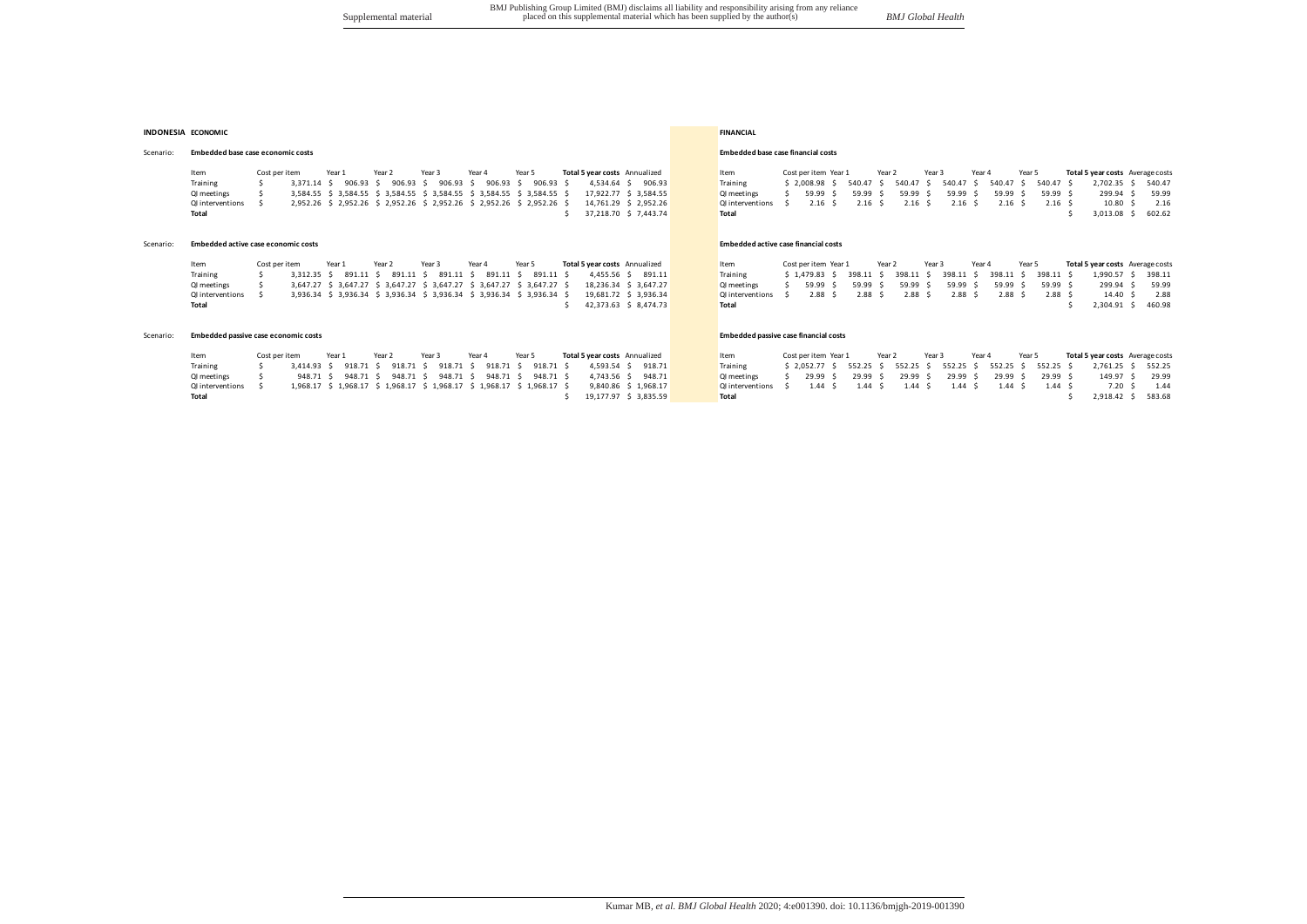**INDONESIA**

## ECONOMIC

Scenario: **Embedded base case economic costs**

| Item | Cost per item | Year 1 | Year 2 | Year 3 | Year 4 | Year 5 | Total 5 year costs | Annualized |
|---|---|---|---|---|---|---|---|---|
| Training | $ 3,371.14 | $ 906.93 | $ 906.93 | $ 906.93 | $ 906.93 | $ 906.93 | $ 4,534.64 | $ 906.93 |
| QI meetings | $ 3,584.55 | $ 3,584.55 | $ 3,584.55 | $ 3,584.55 | $ 3,584.55 | $ 3,584.55 | $ 17,922.77 | $ 3,584.55 |
| QI interventions | $ 2,952.26 | $ 2,952.26 | $ 2,952.26 | $ 2,952.26 | $ 2,952.26 | $ 2,952.26 | $ 14,761.29 | $ 2,952.26 |
| **Total** | | | | | | | $ 37,218.70 | $ 7,443.74 |

Scenario: **Embedded active case economic costs**

| Item | Cost per item | Year 1 | Year 2 | Year 3 | Year 4 | Year 5 | Total 5 year costs | Annualized |
|---|---|---|---|---|---|---|---|---|
| Training | $ 3,312.35 | $ 891.11 | $ 891.11 | $ 891.11 | $ 891.11 | $ 891.11 | $ 4,455.56 | $ 891.11 |
| QI meetings | $ 3,647.27 | $ 3,647.27 | $ 3,647.27 | $ 3,647.27 | $ 3,647.27 | $ 3,647.27 | $ 18,236.34 | $ 3,647.27 |
| QI interventions | $ 3,936.34 | $ 3,936.34 | $ 3,936.34 | $ 3,936.34 | $ 3,936.34 | $ 3,936.34 | $ 19,681.72 | $ 3,936.34 |
| **Total** | | | | | | | $ 42,373.63 | $ 8,474.73 |

Scenario: **Embedded passive case economic costs**

| Item | Cost per item | Year 1 | Year 2 | Year 3 | Year 4 | Year 5 | Total 5 year costs | Annualized |
|---|---|---|---|---|---|---|---|---|
| Training | $ 3,414.93 | $ 918.71 | $ 918.71 | $ 918.71 | $ 918.71 | $ 918.71 | $ 4,593.54 | $ 918.71 |
| QI meetings | $ 948.71 | $ 948.71 | $ 948.71 | $ 948.71 | $ 948.71 | $ 948.71 | $ 4,743.56 | $ 948.71 |
| QI interventions | $ 1,968.17 | $ 1,968.17 | $ 1,968.17 | $ 1,968.17 | $ 1,968.17 | $ 1,968.17 | $ 9,840.86 | $ 1,968.17 |
| **Total** | | | | | | | $ 19,177.97 | $ 3,835.59 |

## FINANCIAL

**Embedded base case financial costs**

| Item | Cost per item | Year 1 | Year 2 | Year 3 | Year 4 | Year 5 | Total 5 year costs | Average costs |
|---|---|---|---|---|---|---|---|---|
| Training | $ 2,008.98 | $ 540.47 | $ 540.47 | $ 540.47 | $ 540.47 | $ 540.47 | $ 2,702.35 | $ 540.47 |
| QI meetings | $ 59.99 | $ 59.99 | $ 59.99 | $ 59.99 | $ 59.99 | $ 59.99 | $ 299.94 | $ 59.99 |
| QI interventions | $ 2.16 | $ 2.16 | $ 2.16 | $ 2.16 | $ 2.16 | $ 2.16 | $ 10.80 | $ 2.16 |
| **Total** | | | | | | | $ 3,013.08 | $ 602.62 |

**Embedded active case financial costs**

| Item | Cost per item | Year 1 | Year 2 | Year 3 | Year 4 | Year 5 | Total 5 year costs | Average costs |
|---|---|---|---|---|---|---|---|---|
| Training | $ 1,479.83 | $ 398.11 | $ 398.11 | $ 398.11 | $ 398.11 | $ 398.11 | $ 1,990.57 | $ 398.11 |
| QI meetings | $ 59.99 | $ 59.99 | $ 59.99 | $ 59.99 | $ 59.99 | $ 59.99 | $ 299.94 | $ 59.99 |
| QI interventions | $ 2.88 | $ 2.88 | $ 2.88 | $ 2.88 | $ 2.88 | $ 2.88 | $ 14.40 | $ 2.88 |
| **Total** | | | | | | | $ 2,304.91 | $ 460.98 |

**Embedded passive case financial costs**

| Item | Cost per item | Year 1 | Year 2 | Year 3 | Year 4 | Year 5 | Total 5 year costs | Average costs |
|---|---|---|---|---|---|---|---|---|
| Training | $ 2,052.77 | $ 552.25 | $ 552.25 | $ 552.25 | $ 552.25 | $ 552.25 | $ 2,761.25 | $ 552.25 |
| QI meetings | $ 29.99 | $ 29.99 | $ 29.99 | $ 29.99 | $ 29.99 | $ 29.99 | $ 149.97 | $ 29.99 |
| QI interventions | $ 1.44 | $ 1.44 | $ 1.44 | $ 1.44 | $ 1.44 | $ 1.44 | $ 7.20 | $ 1.44 |
| **Total** | | | | | | | $ 2,918.42 | $ 583.68 |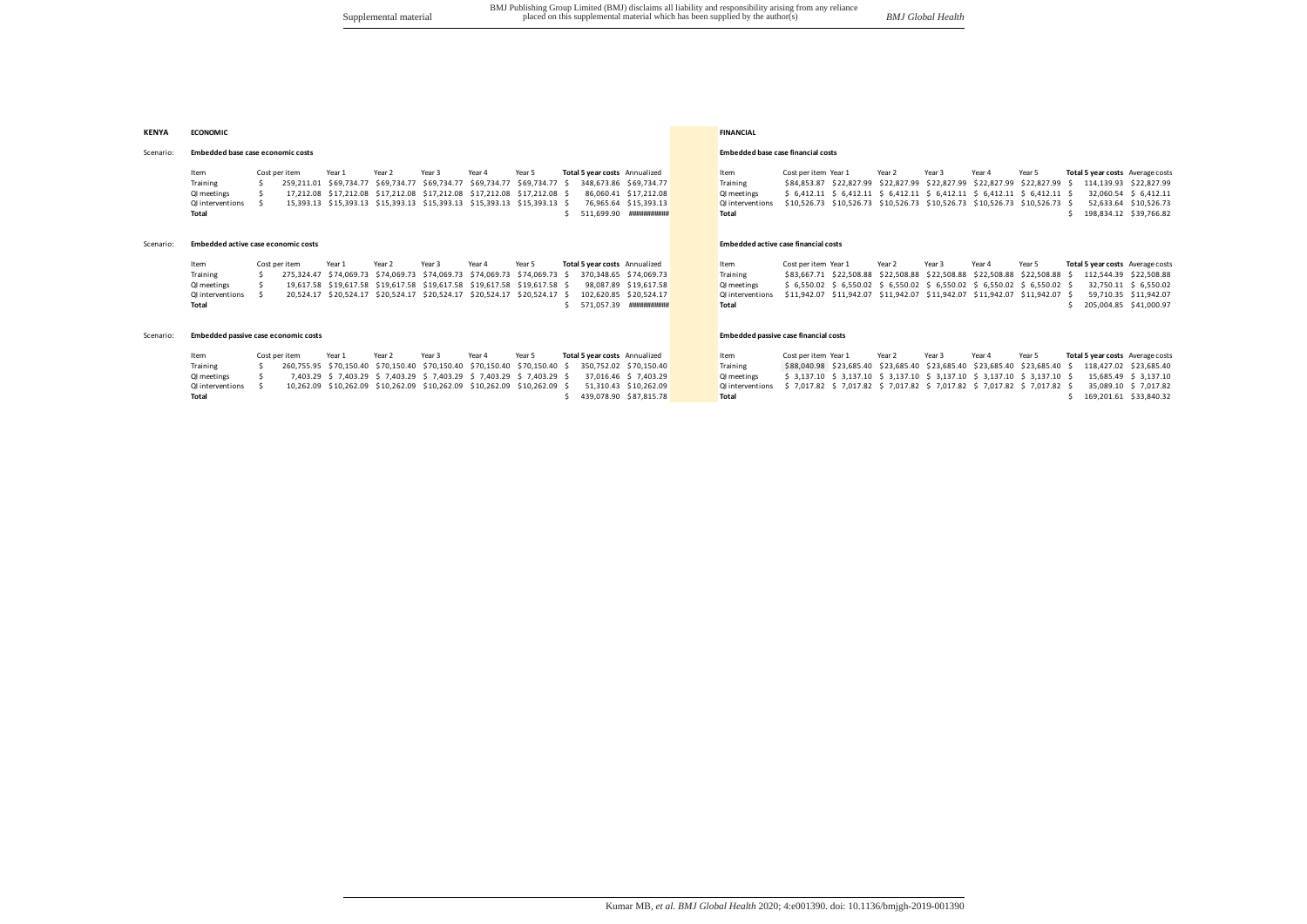**KENYA**

## ECONOMIC

Scenario: **Embedded base case economic costs**

| Item | Cost per item | Year 1 | Year 2 | Year 3 | Year 4 | Year 5 | Total 5 year costs | Annualized |
|---|---|---|---|---|---|---|---|---|
| Training | $ 259,211.01 | $69,734.77 | $69,734.77 | $69,734.77 | $69,734.77 | $69,734.77 | $ 348,673.86 | $69,734.77 |
| QI meetings | $ 17,212.08 | $17,212.08 | $17,212.08 | $17,212.08 | $17,212.08 | $17,212.08 | $ 86,060.41 | $17,212.08 |
| QI interventions | $ 15,393.13 | $15,393.13 | $15,393.13 | $15,393.13 | $15,393.13 | $15,393.13 | $ 76,965.64 | $15,393.13 |
| **Total** | | | | | | | $ 511,699.90 | ########### |

Scenario: **Embedded active case economic costs**

| Item | Cost per item | Year 1 | Year 2 | Year 3 | Year 4 | Year 5 | Total 5 year costs | Annualized |
|---|---|---|---|---|---|---|---|---|
| Training | $ 275,324.47 | $74,069.73 | $74,069.73 | $74,069.73 | $74,069.73 | $74,069.73 | $ 370,348.65 | $74,069.73 |
| QI meetings | $ 19,617.58 | $19,617.58 | $19,617.58 | $19,617.58 | $19,617.58 | $19,617.58 | $ 98,087.89 | $19,617.58 |
| QI interventions | $ 20,524.17 | $20,524.17 | $20,524.17 | $20,524.17 | $20,524.17 | $20,524.17 | $ 102,620.85 | $20,524.17 |
| **Total** | | | | | | | $ 571,057.39 | ########### |

Scenario: **Embedded passive case economic costs**

| Item | Cost per item | Year 1 | Year 2 | Year 3 | Year 4 | Year 5 | Total 5 year costs | Annualized |
|---|---|---|---|---|---|---|---|---|
| Training | $ 260,755.95 | $70,150.40 | $70,150.40 | $70,150.40 | $70,150.40 | $70,150.40 | $ 350,752.02 | $70,150.40 |
| QI meetings | $ 7,403.29 | $ 7,403.29 | $ 7,403.29 | $ 7,403.29 | $ 7,403.29 | $ 7,403.29 | $ 37,016.46 | $ 7,403.29 |
| QI interventions | $ 10,262.09 | $10,262.09 | $10,262.09 | $10,262.09 | $10,262.09 | $10,262.09 | $ 51,310.43 | $10,262.09 |
| **Total** | | | | | | | $ 439,078.90 | $87,815.78 |

## FINANCIAL

**Embedded base case financial costs**

| Item | Cost per item | Year 1 | Year 2 | Year 3 | Year 4 | Year 5 | Total 5 year costs | Average costs |
|---|---|---|---|---|---|---|---|---|
| Training | $84,853.87 | $22,827.99 | $22,827.99 | $22,827.99 | $22,827.99 | $22,827.99 | $ 114,139.93 | $22,827.99 |
| QI meetings | $ 6,412.11 | $ 6,412.11 | $ 6,412.11 | $ 6,412.11 | $ 6,412.11 | $ 6,412.11 | $ 32,060.54 | $ 6,412.11 |
| QI interventions | $10,526.73 | $10,526.73 | $10,526.73 | $10,526.73 | $10,526.73 | $10,526.73 | $ 52,633.64 | $10,526.73 |
| **Total** | | | | | | | $ 198,834.12 | $39,766.82 |

**Embedded active case financial costs**

| Item | Cost per item | Year 1 | Year 2 | Year 3 | Year 4 | Year 5 | Total 5 year costs | Average costs |
|---|---|---|---|---|---|---|---|---|
| Training | $83,667.71 | $22,508.88 | $22,508.88 | $22,508.88 | $22,508.88 | $22,508.88 | $ 112,544.39 | $22,508.88 |
| QI meetings | $ 6,550.02 | $ 6,550.02 | $ 6,550.02 | $ 6,550.02 | $ 6,550.02 | $ 6,550.02 | $ 32,750.11 | $ 6,550.02 |
| QI interventions | $11,942.07 | $11,942.07 | $11,942.07 | $11,942.07 | $11,942.07 | $11,942.07 | $ 59,710.35 | $11,942.07 |
| **Total** | | | | | | | $ 205,004.85 | $41,000.97 |

**Embedded passive case financial costs**

| Item | Cost per item | Year 1 | Year 2 | Year 3 | Year 4 | Year 5 | Total 5 year costs | Average costs |
|---|---|---|---|---|---|---|---|---|
| Training | $88,040.98 | $23,685.40 | $23,685.40 | $23,685.40 | $23,685.40 | $23,685.40 | $ 118,427.02 | $23,685.40 |
| QI meetings | $ 3,137.10 | $ 3,137.10 | $ 3,137.10 | $ 3,137.10 | $ 3,137.10 | $ 3,137.10 | $ 15,685.49 | $ 3,137.10 |
| QI interventions | $ 7,017.82 | $ 7,017.82 | $ 7,017.82 | $ 7,017.82 | $ 7,017.82 | $ 7,017.82 | $ 35,089.10 | $ 7,017.82 |
| **Total** | | | | | | | $ 169,201.61 | $33,840.32 |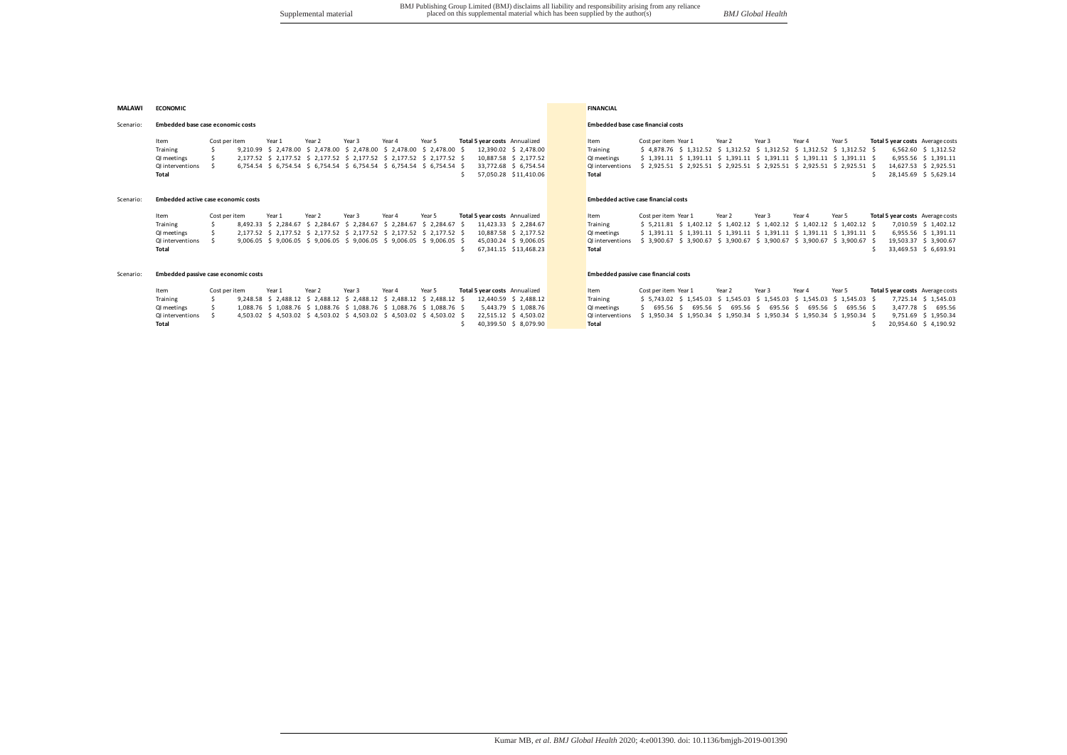**MALAWI**

## ECONOMIC

Scenario: **Embedded base case economic costs**

| Item | Cost per item | Year 1 | Year 2 | Year 3 | Year 4 | Year 5 | Total 5 year costs | Annualized |
|---|---|---|---|---|---|---|---|---|
| Training | $ 9,210.99 | $ 2,478.00 | $ 2,478.00 | $ 2,478.00 | $ 2,478.00 | $ 2,478.00 | $ 12,390.02 | $ 2,478.00 |
| QI meetings | $ 2,177.52 | $ 2,177.52 | $ 2,177.52 | $ 2,177.52 | $ 2,177.52 | $ 2,177.52 | $ 10,887.58 | $ 2,177.52 |
| QI interventions | $ 6,754.54 | $ 6,754.54 | $ 6,754.54 | $ 6,754.54 | $ 6,754.54 | $ 6,754.54 | $ 33,772.68 | $ 6,754.54 |
| **Total** | | | | | | | $ 57,050.28 | $11,410.06 |

Scenario: **Embedded active case economic costs**

| Item | Cost per item | Year 1 | Year 2 | Year 3 | Year 4 | Year 5 | Total 5 year costs | Annualized |
|---|---|---|---|---|---|---|---|---|
| Training | $ 8,492.33 | $ 2,284.67 | $ 2,284.67 | $ 2,284.67 | $ 2,284.67 | $ 2,284.67 | $ 11,423.33 | $ 2,284.67 |
| QI meetings | $ 2,177.52 | $ 2,177.52 | $ 2,177.52 | $ 2,177.52 | $ 2,177.52 | $ 2,177.52 | $ 10,887.58 | $ 2,177.52 |
| QI interventions | $ 9,006.05 | $ 9,006.05 | $ 9,006.05 | $ 9,006.05 | $ 9,006.05 | $ 9,006.05 | $ 45,030.24 | $ 9,006.05 |
| **Total** | | | | | | | $ 67,341.15 | $13,468.23 |

Scenario: **Embedded passive case economic costs**

| Item | Cost per item | Year 1 | Year 2 | Year 3 | Year 4 | Year 5 | Total 5 year costs | Annualized |
|---|---|---|---|---|---|---|---|---|
| Training | $ 9,248.58 | $ 2,488.12 | $ 2,488.12 | $ 2,488.12 | $ 2,488.12 | $ 2,488.12 | $ 12,440.59 | $ 2,488.12 |
| QI meetings | $ 1,088.76 | $ 1,088.76 | $ 1,088.76 | $ 1,088.76 | $ 1,088.76 | $ 1,088.76 | $ 5,443.79 | $ 1,088.76 |
| QI interventions | $ 4,503.02 | $ 4,503.02 | $ 4,503.02 | $ 4,503.02 | $ 4,503.02 | $ 4,503.02 | $ 22,515.12 | $ 4,503.02 |
| **Total** | | | | | | | $ 40,399.50 | $ 8,079.90 |

## FINANCIAL

**Embedded base case financial costs**

| Item | Cost per item | Year 1 | Year 2 | Year 3 | Year 4 | Year 5 | Total 5 year costs | Average costs |
|---|---|---|---|---|---|---|---|---|
| Training | $ 4,878.76 | $ 1,312.52 | $ 1,312.52 | $ 1,312.52 | $ 1,312.52 | $ 1,312.52 | $ 6,562.60 | $ 1,312.52 |
| QI meetings | $ 1,391.11 | $ 1,391.11 | $ 1,391.11 | $ 1,391.11 | $ 1,391.11 | $ 1,391.11 | $ 6,955.56 | $ 1,391.11 |
| QI interventions | $ 2,925.51 | $ 2,925.51 | $ 2,925.51 | $ 2,925.51 | $ 2,925.51 | $ 2,925.51 | $ 14,627.53 | $ 2,925.51 |
| **Total** | | | | | | | $ 28,145.69 | $ 5,629.14 |

**Embedded active case financial costs**

| Item | Cost per item | Year 1 | Year 2 | Year 3 | Year 4 | Year 5 | Total 5 year costs | Average costs |
|---|---|---|---|---|---|---|---|---|
| Training | $ 5,211.81 | $ 1,402.12 | $ 1,402.12 | $ 1,402.12 | $ 1,402.12 | $ 1,402.12 | $ 7,010.59 | $ 1,402.12 |
| QI meetings | $ 1,391.11 | $ 1,391.11 | $ 1,391.11 | $ 1,391.11 | $ 1,391.11 | $ 1,391.11 | $ 6,955.56 | $ 1,391.11 |
| QI interventions | $ 3,900.67 | $ 3,900.67 | $ 3,900.67 | $ 3,900.67 | $ 3,900.67 | $ 3,900.67 | $ 19,503.37 | $ 3,900.67 |
| **Total** | | | | | | | $ 33,469.53 | $ 6,693.91 |

**Embedded passive case financial costs**

| Item | Cost per item | Year 1 | Year 2 | Year 3 | Year 4 | Year 5 | Total 5 year costs | Average costs |
|---|---|---|---|---|---|---|---|---|
| Training | $ 5,743.02 | $ 1,545.03 | $ 1,545.03 | $ 1,545.03 | $ 1,545.03 | $ 1,545.03 | $ 7,725.14 | $ 1,545.03 |
| QI meetings | $ 695.56 | $ 695.56 | $ 695.56 | $ 695.56 | $ 695.56 | $ 695.56 | $ 3,477.78 | $ 695.56 |
| QI interventions | $ 1,950.34 | $ 1,950.34 | $ 1,950.34 | $ 1,950.34 | $ 1,950.34 | $ 1,950.34 | $ 9,751.69 | $ 1,950.34 |
| **Total** | | | | | | | $ 20,954.60 | $ 4,190.92 |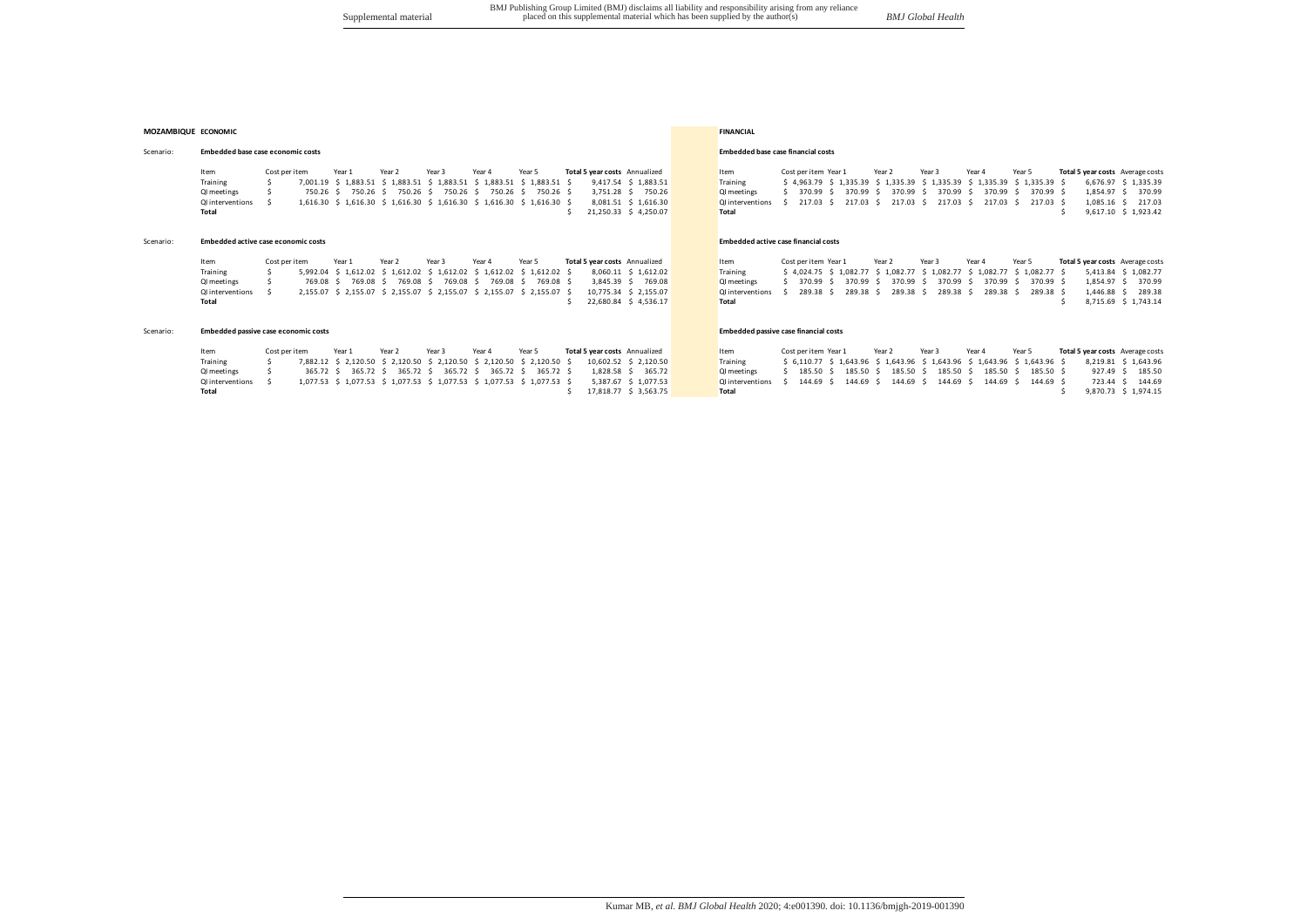**MOZAMBIQUE** **ECONOMIC**

Scenario: **Embedded base case economic costs**

| Item | Cost per item | Year 1 | Year 2 | Year 3 | Year 4 | Year 5 | Total 5 year costs | Annualized |
|---|---|---|---|---|---|---|---|---|
| Training | $ 7,001.19 | $ 1,883.51 | $ 1,883.51 | $ 1,883.51 | $ 1,883.51 | $ 1,883.51 | $ 9,417.54 | $ 1,883.51 |
| QI meetings | $ 750.26 | $ 750.26 | $ 750.26 | $ 750.26 | $ 750.26 | $ 750.26 | $ 3,751.28 | $ 750.26 |
| QI interventions | $ 1,616.30 | $ 1,616.30 | $ 1,616.30 | $ 1,616.30 | $ 1,616.30 | $ 1,616.30 | $ 8,081.51 | $ 1,616.30 |
| **Total** | | | | | | | $ 21,250.33 | $ 4,250.07 |

Scenario: **Embedded active case economic costs**

| Item | Cost per item | Year 1 | Year 2 | Year 3 | Year 4 | Year 5 | Total 5 year costs | Annualized |
|---|---|---|---|---|---|---|---|---|
| Training | $ 5,992.04 | $ 1,612.02 | $ 1,612.02 | $ 1,612.02 | $ 1,612.02 | $ 1,612.02 | $ 8,060.11 | $ 1,612.02 |
| QI meetings | $ 769.08 | $ 769.08 | $ 769.08 | $ 769.08 | $ 769.08 | $ 769.08 | $ 3,845.39 | $ 769.08 |
| QI interventions | $ 2,155.07 | $ 2,155.07 | $ 2,155.07 | $ 2,155.07 | $ 2,155.07 | $ 2,155.07 | $ 10,775.34 | $ 2,155.07 |
| **Total** | | | | | | | $ 22,680.84 | $ 4,536.17 |

Scenario: **Embedded passive case economic costs**

| Item | Cost per item | Year 1 | Year 2 | Year 3 | Year 4 | Year 5 | Total 5 year costs | Annualized |
|---|---|---|---|---|---|---|---|---|
| Training | $ 7,882.12 | $ 2,120.50 | $ 2,120.50 | $ 2,120.50 | $ 2,120.50 | $ 2,120.50 | $ 10,602.52 | $ 2,120.50 |
| QI meetings | $ 365.72 | $ 365.72 | $ 365.72 | $ 365.72 | $ 365.72 | $ 365.72 | $ 1,828.58 | $ 365.72 |
| QI interventions | $ 1,077.53 | $ 1,077.53 | $ 1,077.53 | $ 1,077.53 | $ 1,077.53 | $ 1,077.53 | $ 5,387.67 | $ 1,077.53 |
| **Total** | | | | | | | $ 17,818.77 | $ 3,563.75 |

**FINANCIAL**

**Embedded base case financial costs**

| Item | Cost per item | Year 1 | Year 2 | Year 3 | Year 4 | Year 5 | Total 5 year costs | Average costs |
|---|---|---|---|---|---|---|---|---|
| Training | $ 4,963.79 | $ 1,335.39 | $ 1,335.39 | $ 1,335.39 | $ 1,335.39 | $ 1,335.39 | $ 6,676.97 | $ 1,335.39 |
| QI meetings | $ 370.99 | $ 370.99 | $ 370.99 | $ 370.99 | $ 370.99 | $ 370.99 | $ 1,854.97 | $ 370.99 |
| QI interventions | $ 217.03 | $ 217.03 | $ 217.03 | $ 217.03 | $ 217.03 | $ 217.03 | $ 1,085.16 | $ 217.03 |
| **Total** | | | | | | | $ 9,617.10 | $ 1,923.42 |

**Embedded active case financial costs**

| Item | Cost per item | Year 1 | Year 2 | Year 3 | Year 4 | Year 5 | Total 5 year costs | Average costs |
|---|---|---|---|---|---|---|---|---|
| Training | $ 4,024.75 | $ 1,082.77 | $ 1,082.77 | $ 1,082.77 | $ 1,082.77 | $ 1,082.77 | $ 5,413.84 | $ 1,082.77 |
| QI meetings | $ 370.99 | $ 370.99 | $ 370.99 | $ 370.99 | $ 370.99 | $ 370.99 | $ 1,854.97 | $ 370.99 |
| QI interventions | $ 289.38 | $ 289.38 | $ 289.38 | $ 289.38 | $ 289.38 | $ 289.38 | $ 1,446.88 | $ 289.38 |
| **Total** | | | | | | | $ 8,715.69 | $ 1,743.14 |

**Embedded passive case financial costs**

| Item | Cost per item | Year 1 | Year 2 | Year 3 | Year 4 | Year 5 | Total 5 year costs | Average costs |
|---|---|---|---|---|---|---|---|---|
| Training | $ 6,110.77 | $ 1,643.96 | $ 1,643.96 | $ 1,643.96 | $ 1,643.96 | $ 1,643.96 | $ 8,219.81 | $ 1,643.96 |
| QI meetings | $ 185.50 | $ 185.50 | $ 185.50 | $ 185.50 | $ 185.50 | $ 185.50 | $ 927.49 | $ 185.50 |
| QI interventions | $ 144.69 | $ 144.69 | $ 144.69 | $ 144.69 | $ 144.69 | $ 144.69 | $ 723.44 | $ 144.69 |
| **Total** | | | | | | | $ 9,870.73 | $ 1,974.15 |